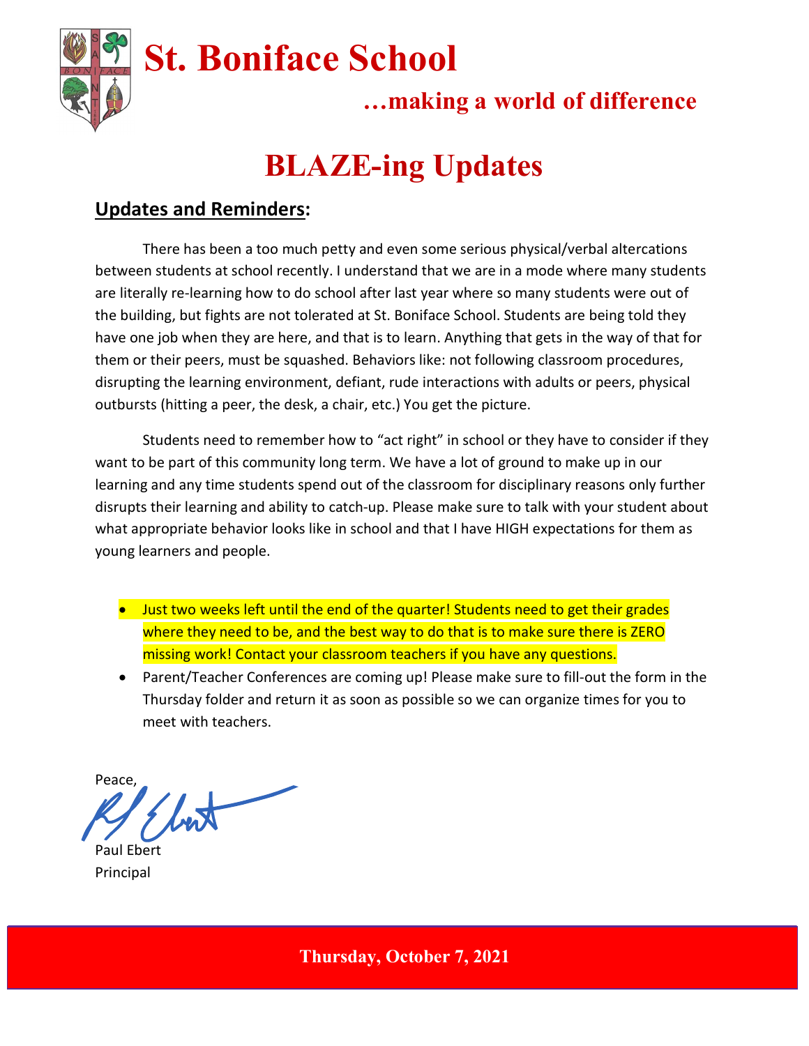# St. Boniface School

**…making a world of difference**

# BLAZE-ing Updates

## Updates and Reminders:

There has been a too much petty and even some serious physical/verbal altercations between students at school recently. I understand that we are in a mode where many students are literally re-learning how to do school after last year where so many students were out of the building, but fights are not tolerated at St. Boniface School. Students are being told they have one job when they are here, and that is to learn. Anything that gets in the way of that for them or their peers, must be squashed. Behaviors like: not following classroom procedures, disrupting the learning environment, defiant, rude interactions with adults or peers, physical outbursts (hitting a peer, the desk, a chair, etc.) You get the picture.

Students need to remember how to "act right" in school or they have to consider if they want to be part of this community long term. We have a lot of ground to make up in our learning and any time students spend out of the classroom for disciplinary reasons only further disrupts their learning and ability to catch-up. Please make sure to talk with your student about what appropriate behavior looks like in school and that I have HIGH expectations for them as young learners and people.

- Just two weeks left until the end of the quarter! Students need to get their grades where they need to be, and the best way to do that is to make sure there is ZERO missing work! Contact your classroom teachers if you have any questions.
- Parent/Teacher Conferences are coming up! Please make sure to fill-out the form in the Thursday folder and return it as soon as possible so we can organize times for you to meet with teachers.

Peace,

Paul Ebert
Principal

**Thursday, October 7, 2021**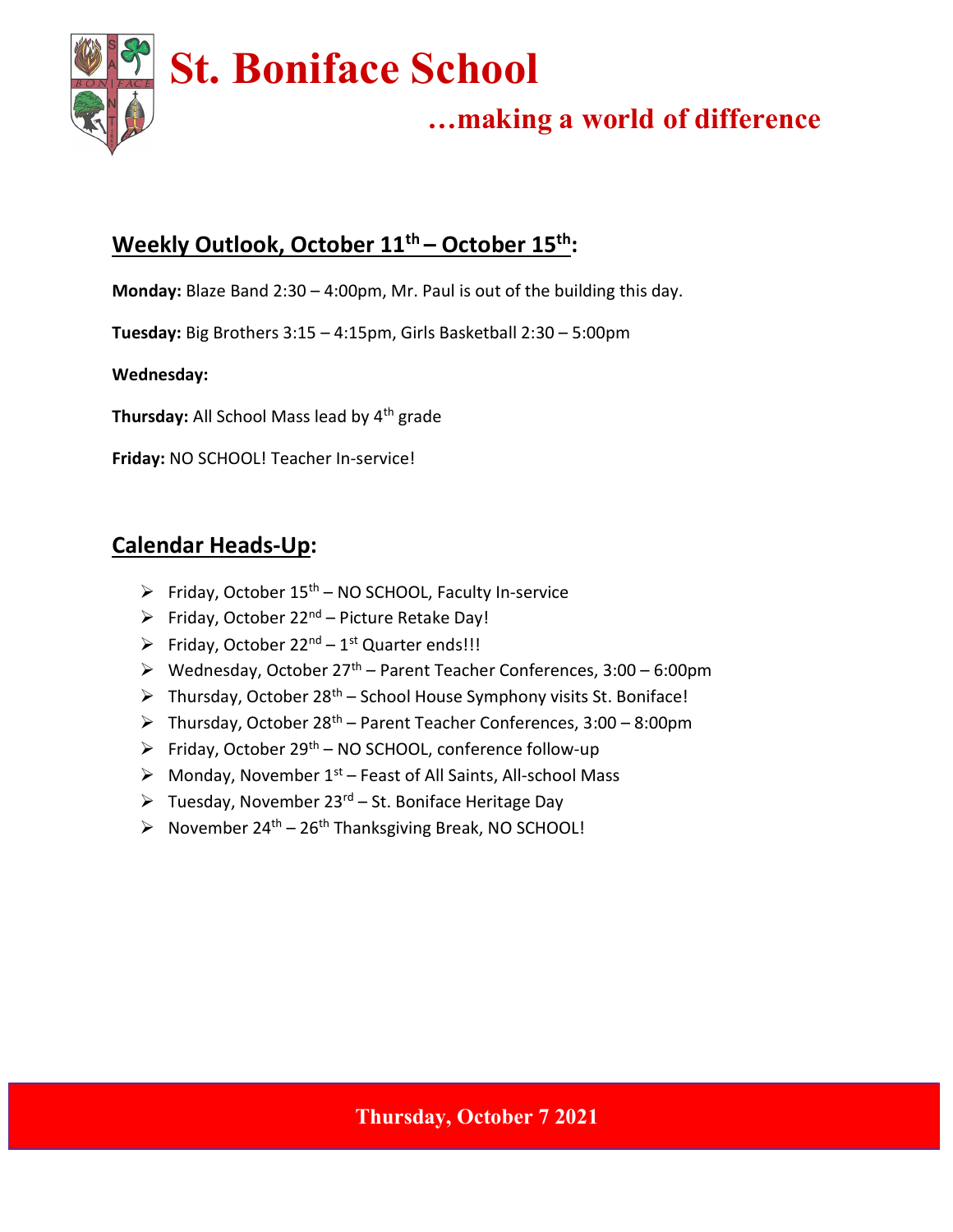# St. Boniface School

## …making a world of difference

## Weekly Outlook, October 11th – October 15th:

**Monday:** Blaze Band 2:30 – 4:00pm, Mr. Paul is out of the building this day.

**Tuesday:** Big Brothers 3:15 – 4:15pm, Girls Basketball 2:30 – 5:00pm

**Wednesday:**

**Thursday:** All School Mass lead by 4th grade

**Friday:** NO SCHOOL! Teacher In-service!

## Calendar Heads-Up:

- Friday, October 15th – NO SCHOOL, Faculty In-service
- Friday, October 22nd – Picture Retake Day!
- Friday, October 22nd – 1st Quarter ends!!!
- Wednesday, October 27th – Parent Teacher Conferences, 3:00 – 6:00pm
- Thursday, October 28th – School House Symphony visits St. Boniface!
- Thursday, October 28th – Parent Teacher Conferences, 3:00 – 8:00pm
- Friday, October 29th – NO SCHOOL, conference follow-up
- Monday, November 1st – Feast of All Saints, All-school Mass
- Tuesday, November 23rd – St. Boniface Heritage Day
- November 24th – 26th Thanksgiving Break, NO SCHOOL!

**Thursday, October 7 2021**